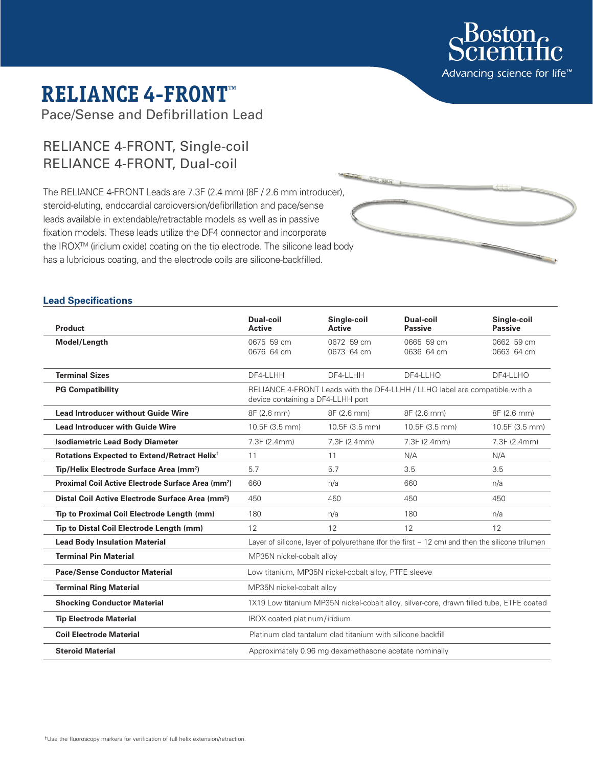# RELIANCE 4-FRONT™

Pace/Sense and Defibrillation Lead

## RELIANCE 4-FRONT, Single-coil
## RELIANCE 4-FRONT, Dual-coil

The RELIANCE 4-FRONT Leads are 7.3F (2.4 mm) (8F / 2.6 mm introducer), steroid-eluting, endocardial cardioversion/defibrillation and pace/sense leads available in extendable/retractable models as well as in passive fixation models. These leads utilize the DF4 connector and incorporate the IROX™ (iridium oxide) coating on the tip electrode. The silicone lead body has a lubricious coating, and the electrode coils are silicone-backfilled.

### Lead Specifications

| Product | Dual-coil Active | Single-coil Active | Dual-coil Passive | Single-coil Passive |
|---|---|---|---|---|
| **Model/Length** | 0675 59 cm<br>0676 64 cm | 0672 59 cm<br>0673 64 cm | 0665 59 cm<br>0636 64 cm | 0662 59 cm<br>0663 64 cm |
| **Terminal Sizes** | DF4-LLHH | DF4-LLHH | DF4-LLHO | DF4-LLHO |
| **PG Compatibility** | RELIANCE 4-FRONT Leads with the DF4-LLHH / LLHO label are compatible with a device containing a DF4-LLHH port | | | |
| **Lead Introducer without Guide Wire** | 8F (2.6 mm) | 8F (2.6 mm) | 8F (2.6 mm) | 8F (2.6 mm) |
| **Lead Introducer with Guide Wire** | 10.5F (3.5 mm) | 10.5F (3.5 mm) | 10.5F (3.5 mm) | 10.5F (3.5 mm) |
| **Isodiametric Lead Body Diameter** | 7.3F (2.4mm) | 7.3F (2.4mm) | 7.3F (2.4mm) | 7.3F (2.4mm) |
| **Rotations Expected to Extend/Retract Helix**† | 11 | 11 | N/A | N/A |
| **Tip/Helix Electrode Surface Area (mm²)** | 5.7 | 5.7 | 3.5 | 3.5 |
| **Proximal Coil Active Electrode Surface Area (mm²)** | 660 | n/a | 660 | n/a |
| **Distal Coil Active Electrode Surface Area (mm²)** | 450 | 450 | 450 | 450 |
| **Tip to Proximal Coil Electrode Length (mm)** | 180 | n/a | 180 | n/a |
| **Tip to Distal Coil Electrode Length (mm)** | 12 | 12 | 12 | 12 |
| **Lead Body Insulation Material** | Layer of silicone, layer of polyurethane (for the first ~ 12 cm) and then the silicone trilumen | | | |
| **Terminal Pin Material** | MP35N nickel-cobalt alloy | | | |
| **Pace/Sense Conductor Material** | Low titanium, MP35N nickel-cobalt alloy, PTFE sleeve | | | |
| **Terminal Ring Material** | MP35N nickel-cobalt alloy | | | |
| **Shocking Conductor Material** | 1X19 Low titanium MP35N nickel-cobalt alloy, silver-core, drawn filled tube, ETFE coated | | | |
| **Tip Electrode Material** | IROX coated platinum/iridium | | | |
| **Coil Electrode Material** | Platinum clad tantalum clad titanium with silicone backfill | | | |
| **Steroid Material** | Approximately 0.96 mg dexamethasone acetate nominally | | | |

†Use the fluoroscopy markers for verification of full helix extension/retraction.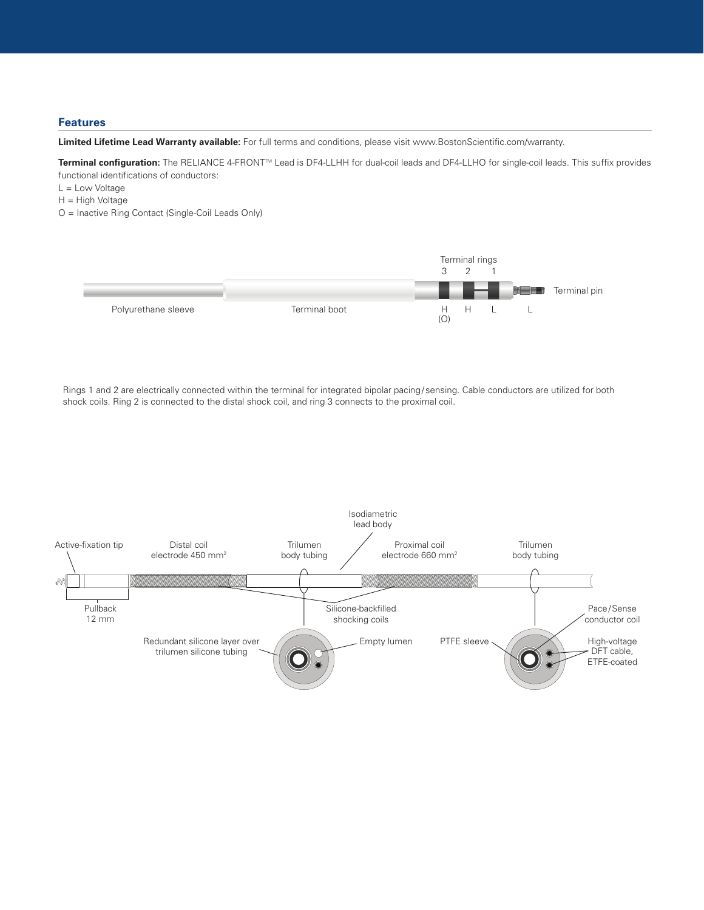## Features

**Limited Lifetime Lead Warranty available:** For full terms and conditions, please visit www.BostonScientific.com/warranty.

**Terminal configuration:** The RELIANCE 4-FRONT™ Lead is DF4-LLHH for dual-coil leads and DF4-LLHO for single-coil leads. This suffix provides functional identifications of conductors:

L = Low Voltage
H = High Voltage
O = Inactive Ring Contact (Single-Coil Leads Only)

Terminal rings 3 2 1

Terminal pin

Polyurethane sleeve

Terminal boot

H (O) H L L

Rings 1 and 2 are electrically connected within the terminal for integrated bipolar pacing/sensing. Cable conductors are utilized for both shock coils. Ring 2 is connected to the distal shock coil, and ring 3 connects to the proximal coil.

Isodiametric lead body

Active-fixation tip

Distal coil electrode 450 mm²

Trilumen body tubing

Proximal coil electrode 660 mm²

Trilumen body tubing

Pullback 12 mm

Silicone-backfilled shocking coils

Pace/Sense conductor coil

Redundant silicone layer over trilumen silicone tubing

Empty lumen

PTFE sleeve

High-voltage DFT cable, ETFE-coated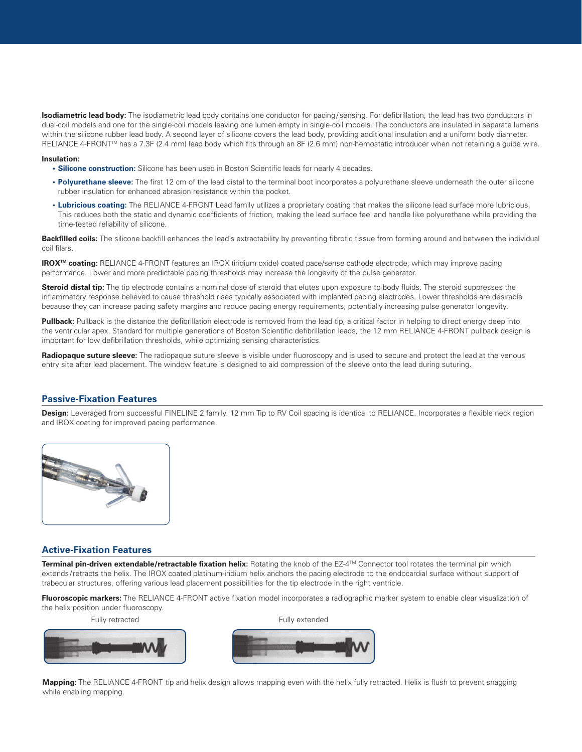**Isodiametric lead body:** The isodiametric lead body contains one conductor for pacing/sensing. For defibrillation, the lead has two conductors in dual-coil models and one for the single-coil models leaving one lumen empty in single-coil models. The conductors are insulated in separate lumens within the silicone rubber lead body. A second layer of silicone covers the lead body, providing additional insulation and a uniform body diameter. RELIANCE 4-FRONT™ has a 7.3F (2.4 mm) lead body which fits through an 8F (2.6 mm) non-hemostatic introducer when not retaining a guide wire.

**Insulation:**

- **Silicone construction:** Silicone has been used in Boston Scientific leads for nearly 4 decades.
- **Polyurethane sleeve:** The first 12 cm of the lead distal to the terminal boot incorporates a polyurethane sleeve underneath the outer silicone rubber insulation for enhanced abrasion resistance within the pocket.
- **Lubricious coating:** The RELIANCE 4-FRONT Lead family utilizes a proprietary coating that makes the silicone lead surface more lubricious. This reduces both the static and dynamic coefficients of friction, making the lead surface feel and handle like polyurethane while providing the time-tested reliability of silicone.

**Backfilled coils:** The silicone backfill enhances the lead's extractability by preventing fibrotic tissue from forming around and between the individual coil filars.

**IROX™ coating:** RELIANCE 4-FRONT features an IROX (iridium oxide) coated pace/sense cathode electrode, which may improve pacing performance. Lower and more predictable pacing thresholds may increase the longevity of the pulse generator.

**Steroid distal tip:** The tip electrode contains a nominal dose of steroid that elutes upon exposure to body fluids. The steroid suppresses the inflammatory response believed to cause threshold rises typically associated with implanted pacing electrodes. Lower thresholds are desirable because they can increase pacing safety margins and reduce pacing energy requirements, potentially increasing pulse generator longevity.

**Pullback:** Pullback is the distance the defibrillation electrode is removed from the lead tip, a critical factor in helping to direct energy deep into the ventricular apex. Standard for multiple generations of Boston Scientific defibrillation leads, the 12 mm RELIANCE 4-FRONT pullback design is important for low defibrillation thresholds, while optimizing sensing characteristics.

**Radiopaque suture sleeve:** The radiopaque suture sleeve is visible under fluoroscopy and is used to secure and protect the lead at the venous entry site after lead placement. The window feature is designed to aid compression of the sleeve onto the lead during suturing.

## Passive-Fixation Features

**Design:** Leveraged from successful FINELINE 2 family. 12 mm Tip to RV Coil spacing is identical to RELIANCE. Incorporates a flexible neck region and IROX coating for improved pacing performance.

## Active-Fixation Features

**Terminal pin-driven extendable/retractable fixation helix:** Rotating the knob of the EZ-4™ Connector tool rotates the terminal pin which extends/retracts the helix. The IROX coated platinum-iridium helix anchors the pacing electrode to the endocardial surface without support of trabecular structures, offering various lead placement possibilities for the tip electrode in the right ventricle.

**Fluoroscopic markers:** The RELIANCE 4-FRONT active fixation model incorporates a radiographic marker system to enable clear visualization of the helix position under fluoroscopy.

Fully retracted

Fully extended

**Mapping:** The RELIANCE 4-FRONT tip and helix design allows mapping even with the helix fully retracted. Helix is flush to prevent snagging while enabling mapping.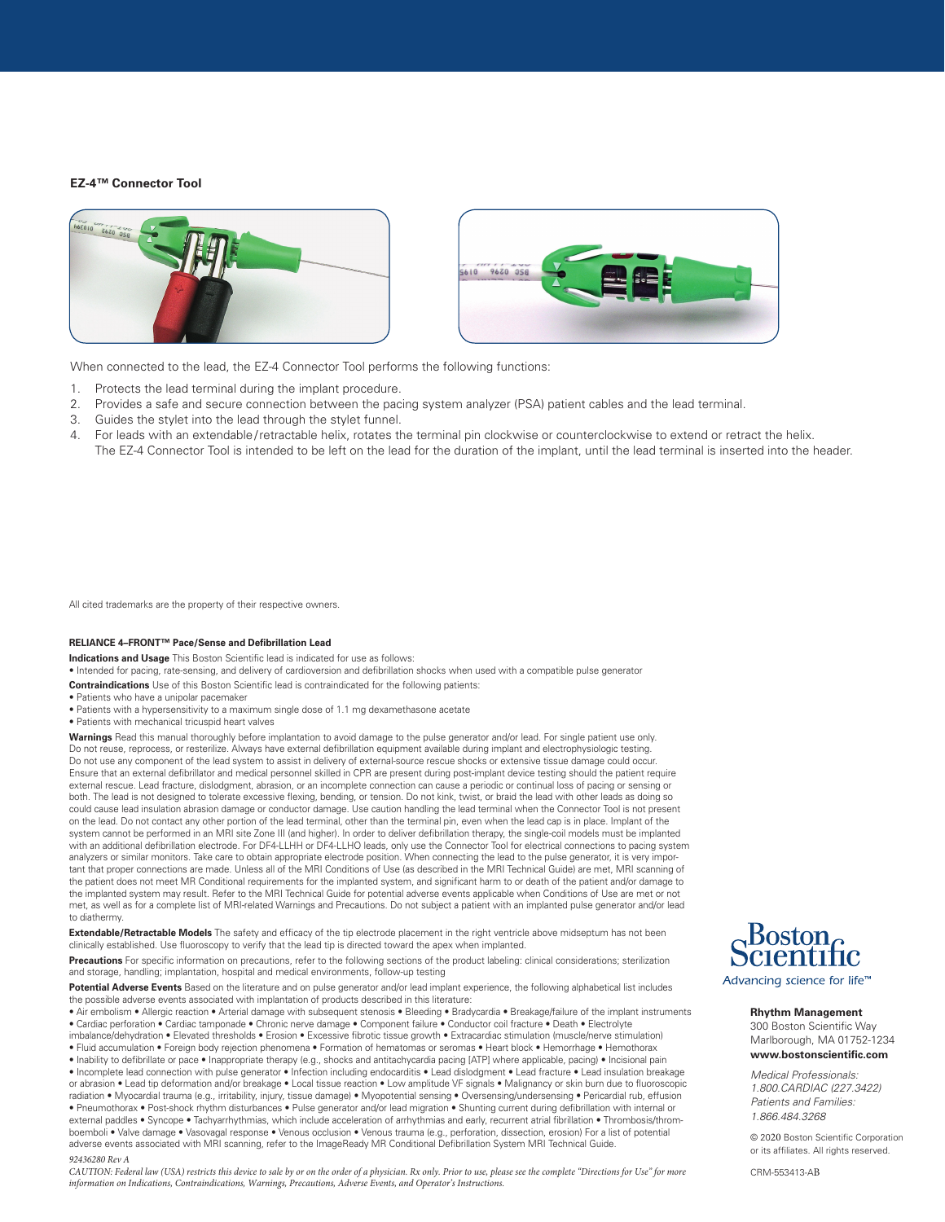**EZ-4™ Connector Tool**

When connected to the lead, the EZ-4 Connector Tool performs the following functions:

1. Protects the lead terminal during the implant procedure.
2. Provides a safe and secure connection between the pacing system analyzer (PSA) patient cables and the lead terminal.
3. Guides the stylet into the lead through the stylet funnel.
4. For leads with an extendable/retractable helix, rotates the terminal pin clockwise or counterclockwise to extend or retract the helix.

The EZ-4 Connector Tool is intended to be left on the lead for the duration of the implant, until the lead terminal is inserted into the header.

All cited trademarks are the property of their respective owners.

**RELIANCE 4–FRONT™ Pace/Sense and Defibrillation Lead**

**Indications and Usage** This Boston Scientific lead is indicated for use as follows:

- Intended for pacing, rate-sensing, and delivery of cardioversion and defibrillation shocks when used with a compatible pulse generator

**Contraindications** Use of this Boston Scientific lead is contraindicated for the following patients:

- Patients who have a unipolar pacemaker
- Patients with a hypersensitivity to a maximum single dose of 1.1 mg dexamethasone acetate
- Patients with mechanical tricuspid heart valves

**Warnings** Read this manual thoroughly before implantation to avoid damage to the pulse generator and/or lead. For single patient use only. Do not reuse, reprocess, or resterilize. Always have external defibrillation equipment available during implant and electrophysiologic testing. Do not use any component of the lead system to assist in delivery of external-source rescue shocks or extensive tissue damage could occur. Ensure that an external defibrillator and medical personnel skilled in CPR are present during post-implant device testing should the patient require external rescue. Lead fracture, dislodgment, abrasion, or an incomplete connection can cause a periodic or continual loss of pacing or sensing or both. The lead is not designed to tolerate excessive flexing, bending, or tension. Do not kink, twist, or braid the lead with other leads as doing so could cause lead insulation abrasion damage or conductor damage. Use caution handling the lead terminal when the Connector Tool is not present on the lead. Do not contact any other portion of the lead terminal, other than the terminal pin, even when the lead cap is in place. Implant of the system cannot be performed in an MRI site Zone III (and higher). In order to deliver defibrillation therapy, the single-coil models must be implanted with an additional defibrillation electrode. For DF4-LLHH or DF4-LLHO leads, only use the Connector Tool for electrical connections to pacing system analyzers or similar monitors. Take care to obtain appropriate electrode position. When connecting the lead to the pulse generator, it is very important that proper connections are made. Unless all of the MRI Conditions of Use (as described in the MRI Technical Guide) are met, MRI scanning of the patient does not meet MR Conditional requirements for the implanted system, and significant harm to or death of the patient and/or damage to the implanted system may result. Refer to the MRI Technical Guide for potential adverse events applicable when Conditions of Use are met or not met, as well as for a complete list of MRI-related Warnings and Precautions. Do not subject a patient with an implanted pulse generator and/or lead to diathermy.

**Extendable/Retractable Models** The safety and efficacy of the tip electrode placement in the right ventricle above midseptum has not been clinically established. Use fluoroscopy to verify that the lead tip is directed toward the apex when implanted.

**Precautions** For specific information on precautions, refer to the following sections of the product labeling: clinical considerations; sterilization and storage, handling; implantation, hospital and medical environments, follow-up testing

**Potential Adverse Events** Based on the literature and on pulse generator and/or lead implant experience, the following alphabetical list includes the possible adverse events associated with implantation of products described in this literature:
• Air embolism • Allergic reaction • Arterial damage with subsequent stenosis • Bleeding • Bradycardia • Breakage/failure of the implant instruments • Cardiac perforation • Cardiac tamponade • Chronic nerve damage • Component failure • Conductor coil fracture • Death • Electrolyte imbalance/dehydration • Elevated thresholds • Erosion • Excessive fibrotic tissue growth • Extracardiac stimulation (muscle/nerve stimulation) • Fluid accumulation • Foreign body rejection phenomena • Formation of hematomas or seromas • Heart block • Hemorrhage • Hemothorax • Inability to defibrillate or pace • Inappropriate therapy (e.g., shocks and antitachycardia pacing [ATP] where applicable, pacing) • Incisional pain • Incomplete lead connection with pulse generator • Infection including endocarditis • Lead dislodgment • Lead fracture • Lead insulation breakage or abrasion • Lead tip deformation and/or breakage • Local tissue reaction • Low amplitude VF signals • Malignancy or skin burn due to fluoroscopic radiation • Myocardial trauma (e.g., irritability, injury, tissue damage) • Myopotential sensing • Oversensing/undersensing • Pericardial rub, effusion • Pneumothorax • Post-shock rhythm disturbances • Pulse generator and/or lead migration • Shunting current during defibrillation with internal or external paddles • Syncope • Tachyarrhythmias, which include acceleration of arrhythmias and early, recurrent atrial fibrillation • Thrombosis/thromboemboli • Valve damage • Vasovagal response • Venous occlusion • Venous trauma (e.g., perforation, dissection, erosion) For a list of potential adverse events associated with MRI scanning, refer to the ImageReady MR Conditional Defibrillation System MRI Technical Guide.

*92436280 Rev A*

*CAUTION: Federal law (USA) restricts this device to sale by or on the order of a physician. Rx only. Prior to use, please see the complete "Directions for Use" for more information on Indications, Contraindications, Warnings, Precautions, Adverse Events, and Operator's Instructions.*

Boston Scientific
*Advancing science for life™*

**Rhythm Management**
300 Boston Scientific Way
Marlborough, MA 01752-1234
**www.bostonscientific.com**

*Medical Professionals:*
*1.800.CARDIAC (227.3422)*
*Patients and Families:*
*1.866.484.3268*

© 2020 Boston Scientific Corporation or its affiliates. All rights reserved.

CRM-553413-AB